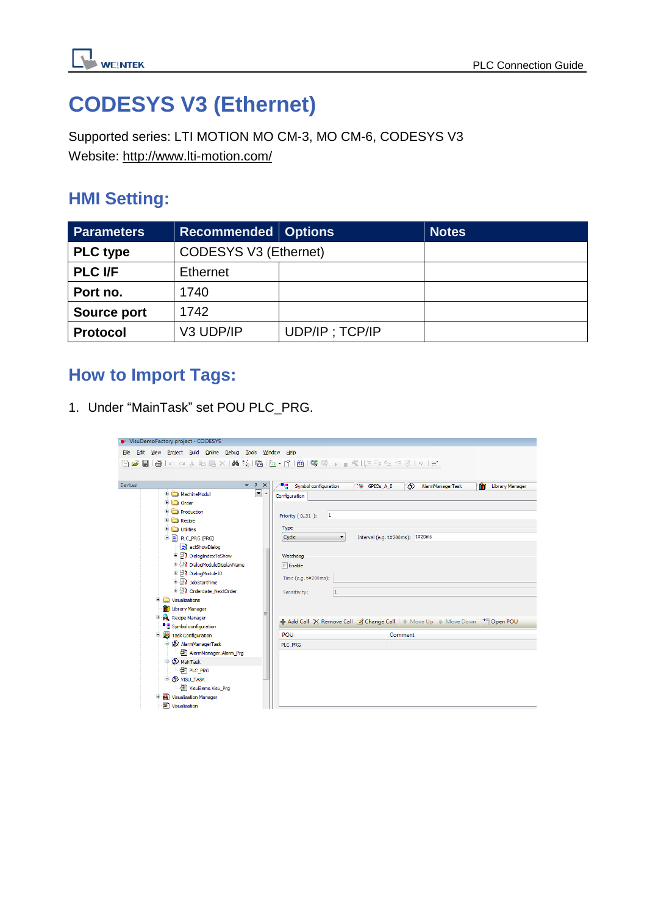# CODESYS V3 (Ethernet)

Supported series: LTI MOTION MO CM-3, MO CM-6, CODESYS V3
Website: http://www.lti-motion.com/

## HMI Setting:

| Parameters | Recommended | Options | Notes |
|---|---|---|---|
| **PLC type** | CODESYS V3 (Ethernet) | | |
| **PLC I/F** | Ethernet | | |
| **Port no.** | 1740 | | |
| **Source port** | 1742 | | |
| **Protocol** | V3 UDP/IP | UDP/IP ; TCP/IP | |

## How to Import Tags:

1. Under “MainTask” set POU PLC_PRG.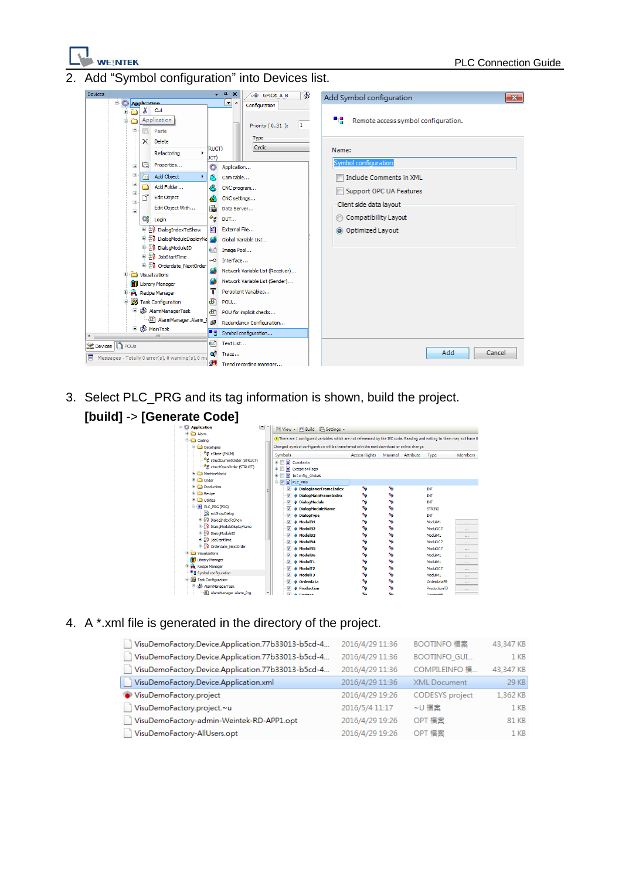2. Add “Symbol configuration” into Devices list.

3. Select PLC_PRG and its tag information is shown, build the project.
**[build]** -> **[Generate Code]**

4. A *.xml file is generated in the directory of the project.

| | | | |
|---|---|---|---|
| VisuDemoFactory.Device.Application.77b33013-b5cd-4... | 2016/4/29 11:36 | BOOTINFO 檔案 | 43,347 KB |
| VisuDemoFactory.Device.Application.77b33013-b5cd-4... | 2016/4/29 11:36 | BOOTINFO_GUI... | 1 KB |
| VisuDemoFactory.Device.Application.77b33013-b5cd-4... | 2016/4/29 11:36 | COMPILEINFO 檔... | 43,347 KB |
| VisuDemoFactory.Device.Application.xml | 2016/4/29 11:36 | XML Document | 29 KB |
| VisuDemoFactory.project | 2016/4/29 19:26 | CODESYS project | 1,362 KB |
| VisuDemoFactory.project.~u | 2016/5/4 11:17 | ~U 檔案 | 1 KB |
| VisuDemoFactory-admin-Weintek-RD-APP1.opt | 2016/4/29 19:26 | OPT 檔案 | 81 KB |
| VisuDemoFactory-AllUsers.opt | 2016/4/29 19:26 | OPT 檔案 | 1 KB |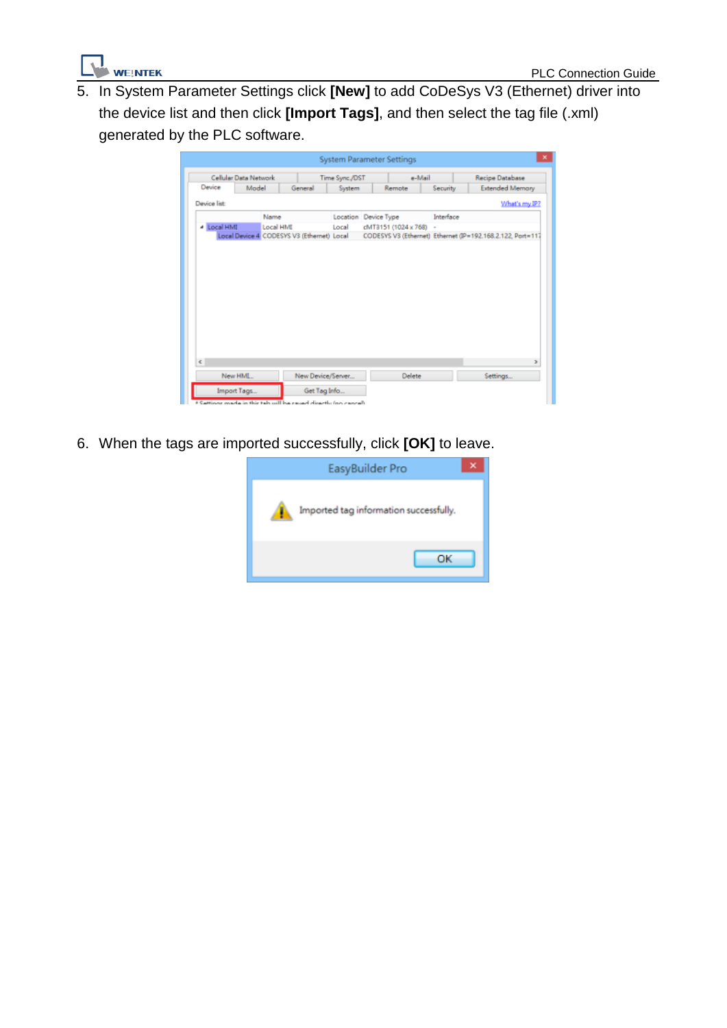5. In System Parameter Settings click **[New]** to add CoDeSys V3 (Ethernet) driver into the device list and then click **[Import Tags]**, and then select the tag file (.xml) generated by the PLC software.

6. When the tags are imported successfully, click **[OK]** to leave.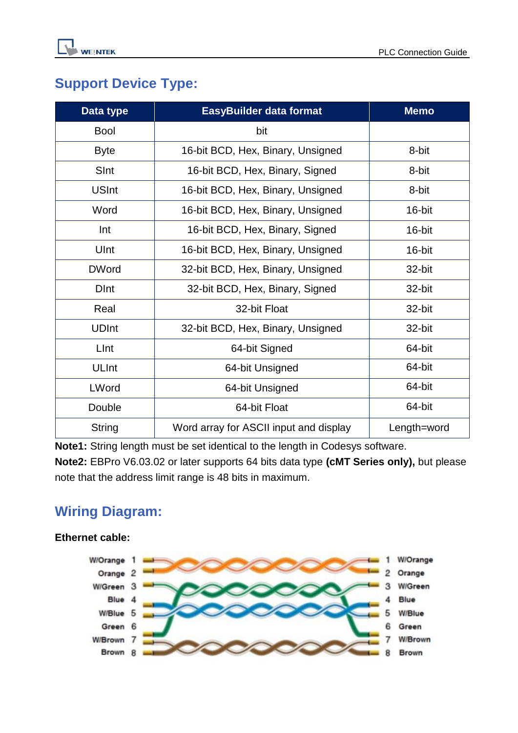## Support Device Type:

| Data type | EasyBuilder data format | Memo |
|---|---|---|
| Bool | bit | |
| Byte | 16-bit BCD, Hex, Binary, Unsigned | 8-bit |
| SInt | 16-bit BCD, Hex, Binary, Signed | 8-bit |
| USInt | 16-bit BCD, Hex, Binary, Unsigned | 8-bit |
| Word | 16-bit BCD, Hex, Binary, Unsigned | 16-bit |
| Int | 16-bit BCD, Hex, Binary, Signed | 16-bit |
| UInt | 16-bit BCD, Hex, Binary, Unsigned | 16-bit |
| DWord | 32-bit BCD, Hex, Binary, Unsigned | 32-bit |
| DInt | 32-bit BCD, Hex, Binary, Signed | 32-bit |
| Real | 32-bit Float | 32-bit |
| UDInt | 32-bit BCD, Hex, Binary, Unsigned | 32-bit |
| LInt | 64-bit Signed | 64-bit |
| ULInt | 64-bit Unsigned | 64-bit |
| LWord | 64-bit Unsigned | 64-bit |
| Double | 64-bit Float | 64-bit |
| String | Word array for ASCII input and display | Length=word |

**Note1:** String length must be set identical to the length in Codesys software.

**Note2:** EBPro V6.03.02 or later supports 64 bits data type **(cMT Series only),** but please note that the address limit range is 48 bits in maximum.

## Wiring Diagram:

**Ethernet cable:**

W/Orange 1
Orange 2
W/Green 3
Blue 4
W/Blue 5
Green 6
W/Brown 7
Brown 8

1 W/Orange
2 Orange
3 W/Green
4 Blue
5 W/Blue
6 Green
7 W/Brown
8 Brown